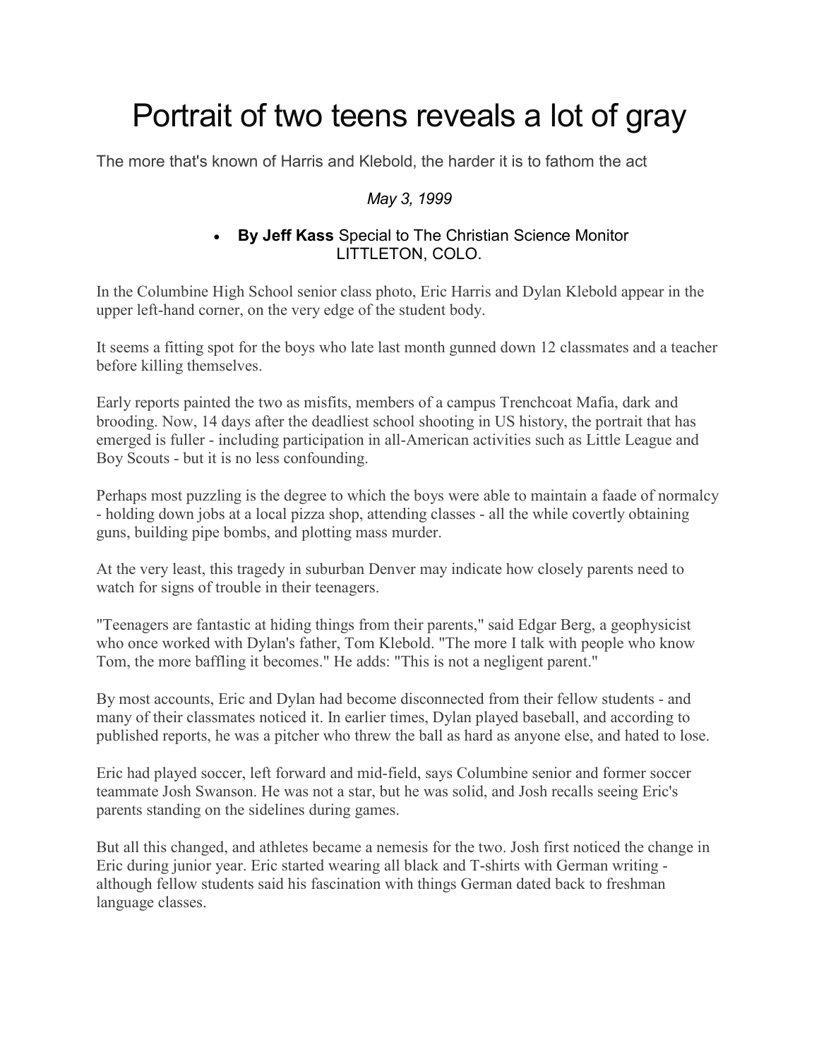# Portrait of two teens reveals a lot of gray

The more that's known of Harris and Klebold, the harder it is to fathom the act

*May 3, 1999*

- **By Jeff Kass** Special to The Christian Science Monitor
  LITTLETON, COLO.

In the Columbine High School senior class photo, Eric Harris and Dylan Klebold appear in the upper left-hand corner, on the very edge of the student body.

It seems a fitting spot for the boys who late last month gunned down 12 classmates and a teacher before killing themselves.

Early reports painted the two as misfits, members of a campus Trenchcoat Mafia, dark and brooding. Now, 14 days after the deadliest school shooting in US history, the portrait that has emerged is fuller - including participation in all-American activities such as Little League and Boy Scouts - but it is no less confounding.

Perhaps most puzzling is the degree to which the boys were able to maintain a faade of normalcy - holding down jobs at a local pizza shop, attending classes - all the while covertly obtaining guns, building pipe bombs, and plotting mass murder.

At the very least, this tragedy in suburban Denver may indicate how closely parents need to watch for signs of trouble in their teenagers.

"Teenagers are fantastic at hiding things from their parents," said Edgar Berg, a geophysicist who once worked with Dylan's father, Tom Klebold. "The more I talk with people who know Tom, the more baffling it becomes." He adds: "This is not a negligent parent."

By most accounts, Eric and Dylan had become disconnected from their fellow students - and many of their classmates noticed it. In earlier times, Dylan played baseball, and according to published reports, he was a pitcher who threw the ball as hard as anyone else, and hated to lose.

Eric had played soccer, left forward and mid-field, says Columbine senior and former soccer teammate Josh Swanson. He was not a star, but he was solid, and Josh recalls seeing Eric's parents standing on the sidelines during games.

But all this changed, and athletes became a nemesis for the two. Josh first noticed the change in Eric during junior year. Eric started wearing all black and T-shirts with German writing - although fellow students said his fascination with things German dated back to freshman language classes.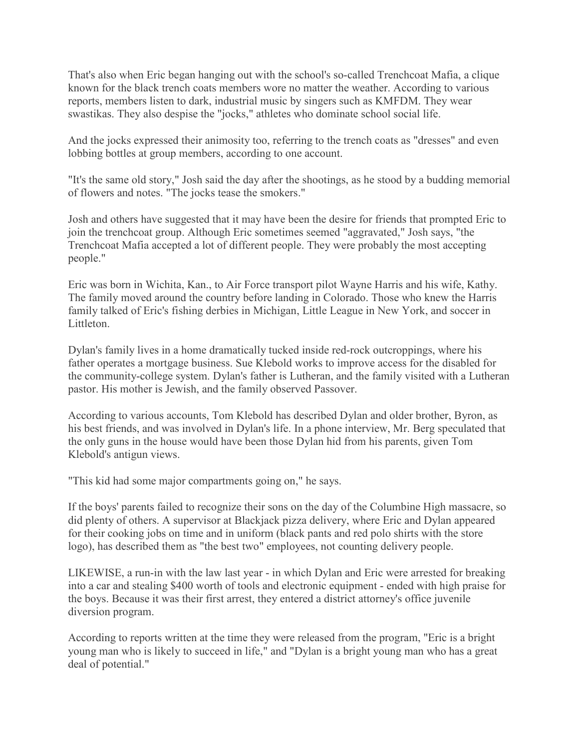That's also when Eric began hanging out with the school's so-called Trenchcoat Mafia, a clique known for the black trench coats members wore no matter the weather. According to various reports, members listen to dark, industrial music by singers such as KMFDM. They wear swastikas. They also despise the "jocks," athletes who dominate school social life.

And the jocks expressed their animosity too, referring to the trench coats as "dresses" and even lobbing bottles at group members, according to one account.

"It's the same old story," Josh said the day after the shootings, as he stood by a budding memorial of flowers and notes. "The jocks tease the smokers."

Josh and others have suggested that it may have been the desire for friends that prompted Eric to join the trenchcoat group. Although Eric sometimes seemed "aggravated," Josh says, "the Trenchcoat Mafia accepted a lot of different people. They were probably the most accepting people."

Eric was born in Wichita, Kan., to Air Force transport pilot Wayne Harris and his wife, Kathy. The family moved around the country before landing in Colorado. Those who knew the Harris family talked of Eric's fishing derbies in Michigan, Little League in New York, and soccer in Littleton.

Dylan's family lives in a home dramatically tucked inside red-rock outcroppings, where his father operates a mortgage business. Sue Klebold works to improve access for the disabled for the community-college system. Dylan's father is Lutheran, and the family visited with a Lutheran pastor. His mother is Jewish, and the family observed Passover.

According to various accounts, Tom Klebold has described Dylan and older brother, Byron, as his best friends, and was involved in Dylan's life. In a phone interview, Mr. Berg speculated that the only guns in the house would have been those Dylan hid from his parents, given Tom Klebold's antigun views.

"This kid had some major compartments going on," he says.

If the boys' parents failed to recognize their sons on the day of the Columbine High massacre, so did plenty of others. A supervisor at Blackjack pizza delivery, where Eric and Dylan appeared for their cooking jobs on time and in uniform (black pants and red polo shirts with the store logo), has described them as "the best two" employees, not counting delivery people.

LIKEWISE, a run-in with the law last year - in which Dylan and Eric were arrested for breaking into a car and stealing $400 worth of tools and electronic equipment - ended with high praise for the boys. Because it was their first arrest, they entered a district attorney's office juvenile diversion program.

According to reports written at the time they were released from the program, "Eric is a bright young man who is likely to succeed in life," and "Dylan is a bright young man who has a great deal of potential."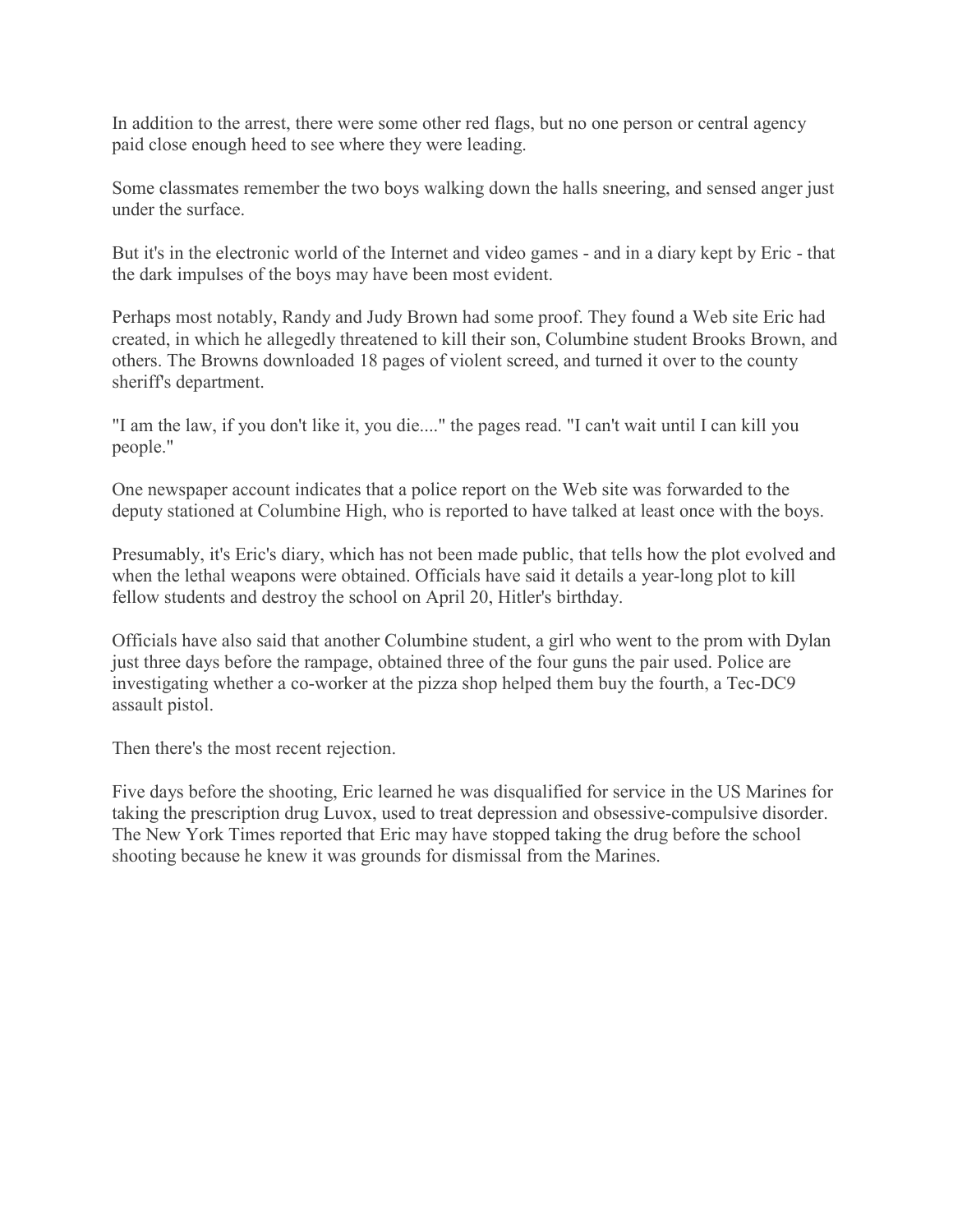In addition to the arrest, there were some other red flags, but no one person or central agency paid close enough heed to see where they were leading.

Some classmates remember the two boys walking down the halls sneering, and sensed anger just under the surface.

But it's in the electronic world of the Internet and video games - and in a diary kept by Eric - that the dark impulses of the boys may have been most evident.

Perhaps most notably, Randy and Judy Brown had some proof. They found a Web site Eric had created, in which he allegedly threatened to kill their son, Columbine student Brooks Brown, and others. The Browns downloaded 18 pages of violent screed, and turned it over to the county sheriff's department.

"I am the law, if you don't like it, you die...." the pages read. "I can't wait until I can kill you people."

One newspaper account indicates that a police report on the Web site was forwarded to the deputy stationed at Columbine High, who is reported to have talked at least once with the boys.

Presumably, it's Eric's diary, which has not been made public, that tells how the plot evolved and when the lethal weapons were obtained. Officials have said it details a year-long plot to kill fellow students and destroy the school on April 20, Hitler's birthday.

Officials have also said that another Columbine student, a girl who went to the prom with Dylan just three days before the rampage, obtained three of the four guns the pair used. Police are investigating whether a co-worker at the pizza shop helped them buy the fourth, a Tec-DC9 assault pistol.

Then there's the most recent rejection.

Five days before the shooting, Eric learned he was disqualified for service in the US Marines for taking the prescription drug Luvox, used to treat depression and obsessive-compulsive disorder. The New York Times reported that Eric may have stopped taking the drug before the school shooting because he knew it was grounds for dismissal from the Marines.